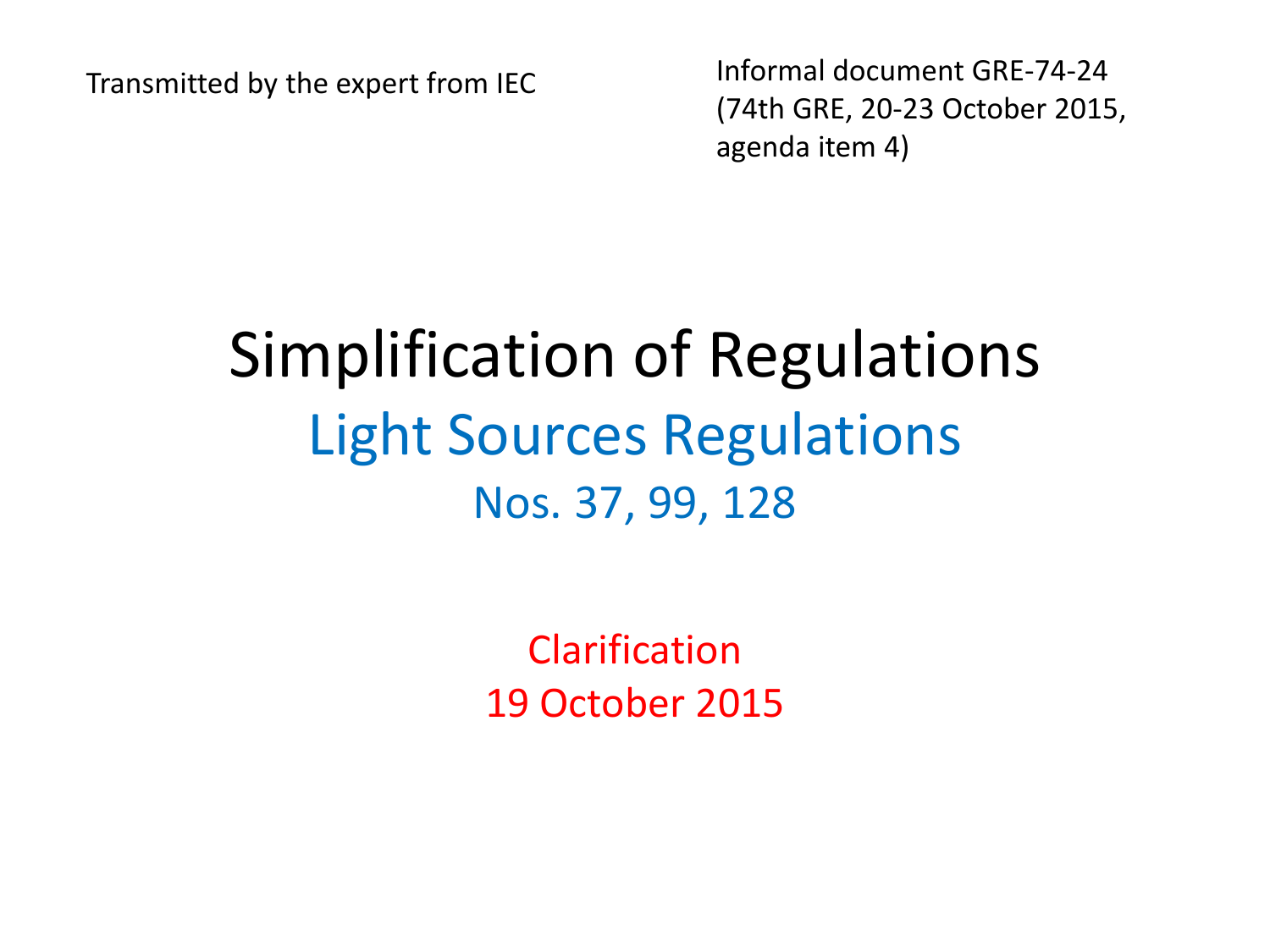Transmitted by the expert from IEC

Informal document GRE-74-24
(74th GRE, 20-23 October 2015,
agenda item 4)

# Simplification of Regulations

## Light Sources Regulations

### Nos. 37, 99, 128

Clarification
19 October 2015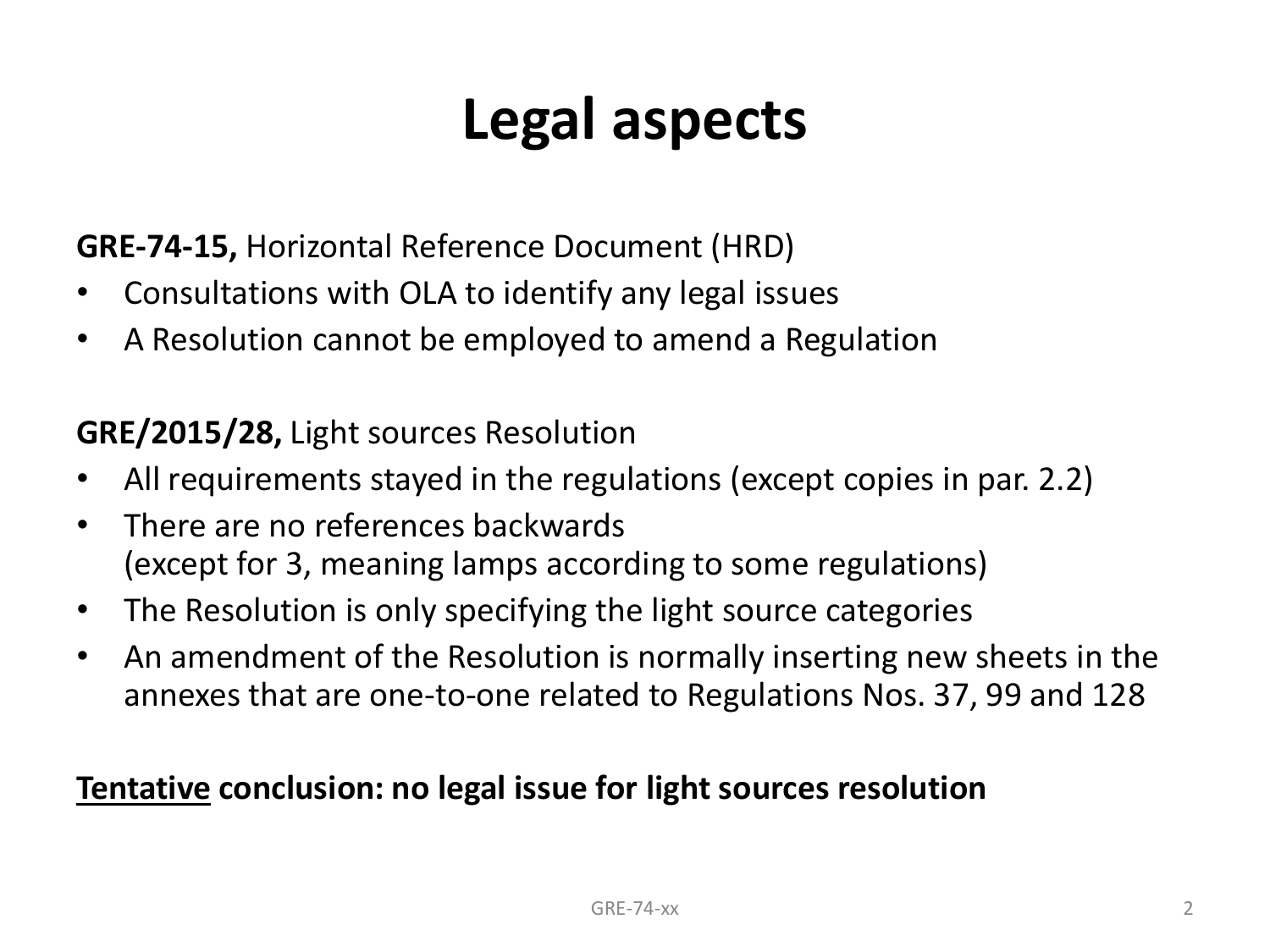# Legal aspects

**GRE-74-15,** Horizontal Reference Document (HRD)

- Consultations with OLA to identify any legal issues
- A Resolution cannot be employed to amend a Regulation

**GRE/2015/28,** Light sources Resolution

- All requirements stayed in the regulations (except copies in par. 2.2)
- There are no references backwards
  (except for 3, meaning lamps according to some regulations)
- The Resolution is only specifying the light source categories
- An amendment of the Resolution is normally inserting new sheets in the annexes that are one-to-one related to Regulations Nos. 37, 99 and 128

**<u>Tentative</u> conclusion: no legal issue for light sources resolution**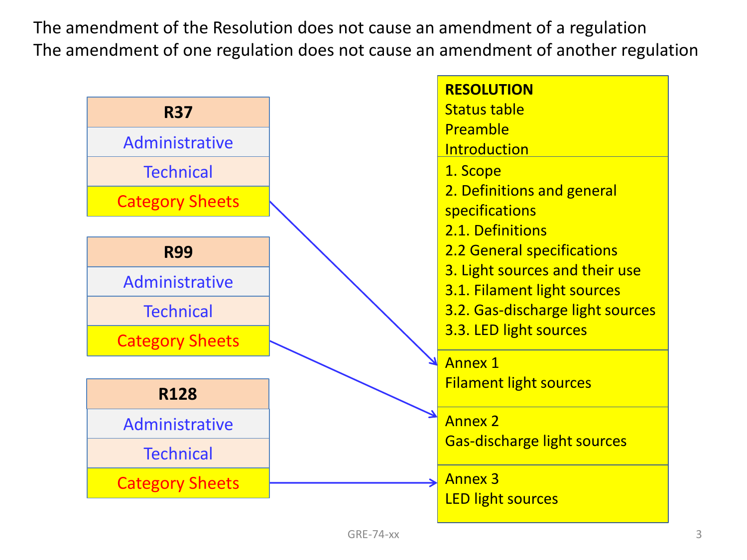The amendment of the Resolution does not cause an amendment of a regulation

The amendment of one regulation does not cause an amendment of another regulation

| R37 |
| --- |
| Administrative |
| Technical |
| Category Sheets |

| R99 |
| --- |
| Administrative |
| Technical |
| Category Sheets |

| R128 |
| --- |
| Administrative |
| Technical |
| Category Sheets |

**RESOLUTION**
Status table
Preamble
Introduction

1. Scope
2. Definitions and general specifications
2.1. Definitions
2.2 General specifications
3. Light sources and their use
3.1. Filament light sources
3.2. Gas-discharge light sources
3.3. LED light sources

Annex 1
Filament light sources

Annex 2
Gas-discharge light sources

Annex 3
LED light sources

R37 Category Sheets → Annex 1

R99 Category Sheets → Annex 2

R128 Category Sheets → Annex 3

GRE-74-xx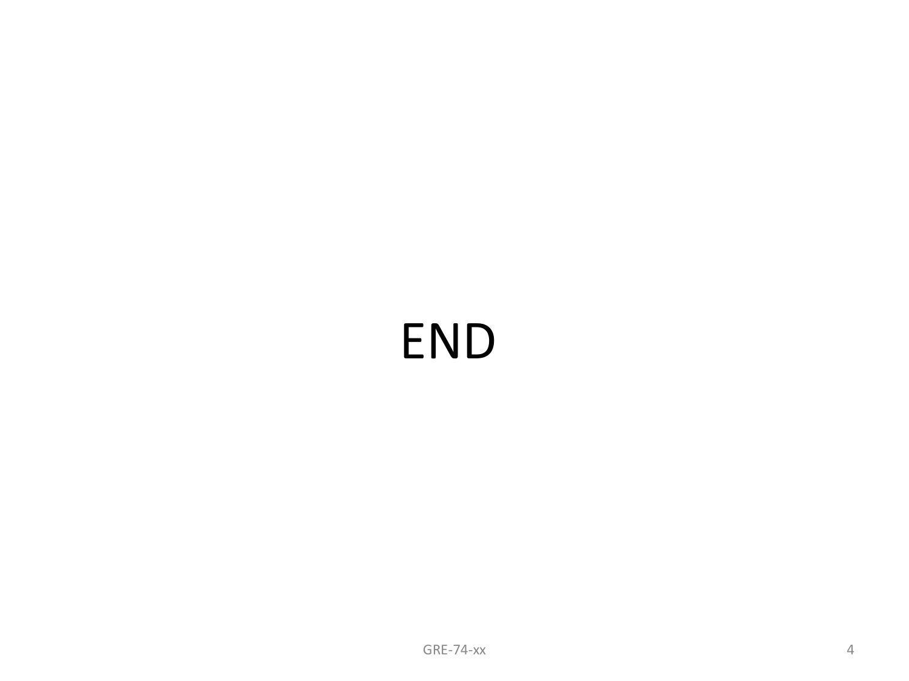END